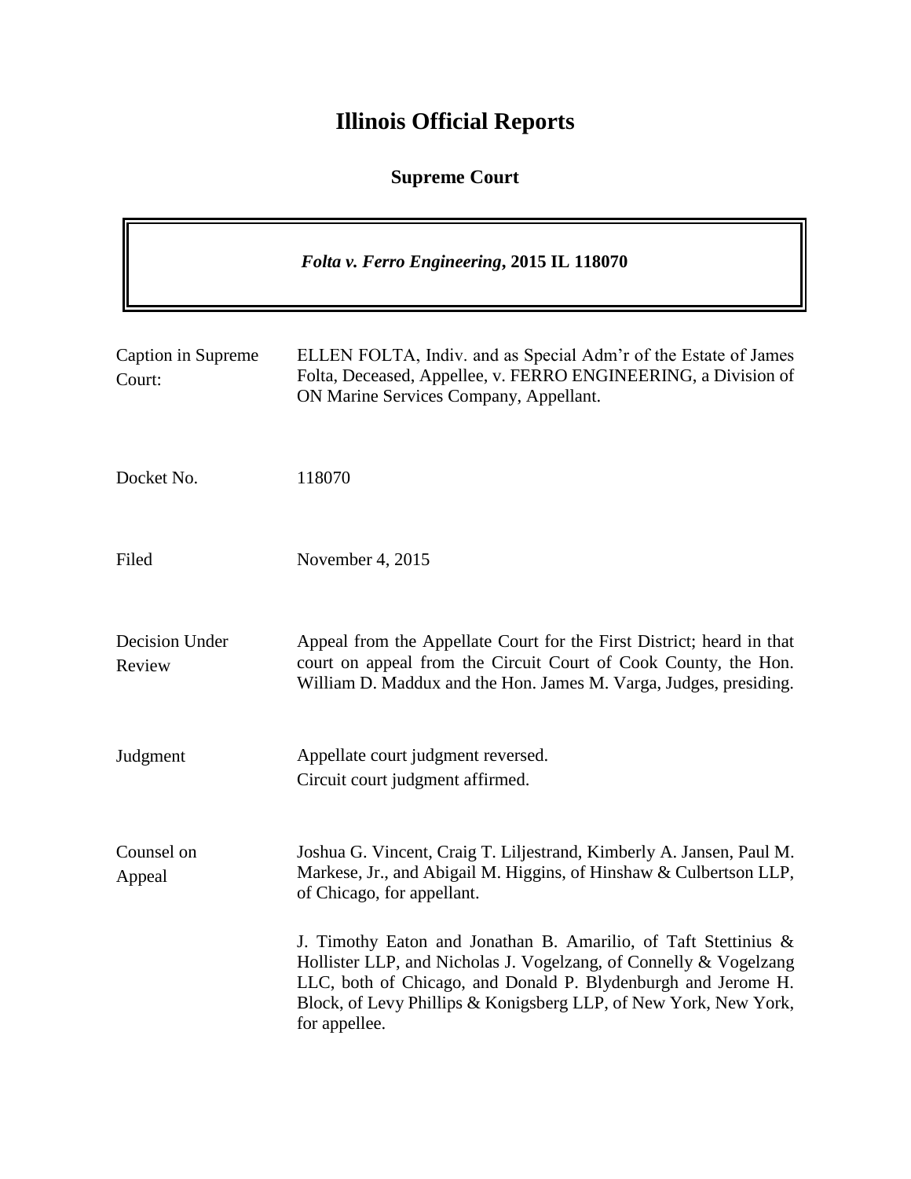# Illinois Official Reports

## Supreme Court

***Folta v. Ferro Engineering*, 2015 IL 118070**

| | |
|---|---|
| Caption in Supreme Court: | ELLEN FOLTA, Indiv. and as Special Adm'r of the Estate of James Folta, Deceased, Appellee, v. FERRO ENGINEERING, a Division of ON Marine Services Company, Appellant. |
| Docket No. | 118070 |
| Filed | November 4, 2015 |
| Decision Under Review | Appeal from the Appellate Court for the First District; heard in that court on appeal from the Circuit Court of Cook County, the Hon. William D. Maddux and the Hon. James M. Varga, Judges, presiding. |
| Judgment | Appellate court judgment reversed.<br>Circuit court judgment affirmed. |
| Counsel on Appeal | Joshua G. Vincent, Craig T. Liljestrand, Kimberly A. Jansen, Paul M. Markese, Jr., and Abigail M. Higgins, of Hinshaw & Culbertson LLP, of Chicago, for appellant.<br><br>J. Timothy Eaton and Jonathan B. Amarilio, of Taft Stettinius & Hollister LLP, and Nicholas J. Vogelzang, of Connelly & Vogelzang LLC, both of Chicago, and Donald P. Blydenburgh and Jerome H. Block, of Levy Phillips & Konigsberg LLP, of New York, New York, for appellee. |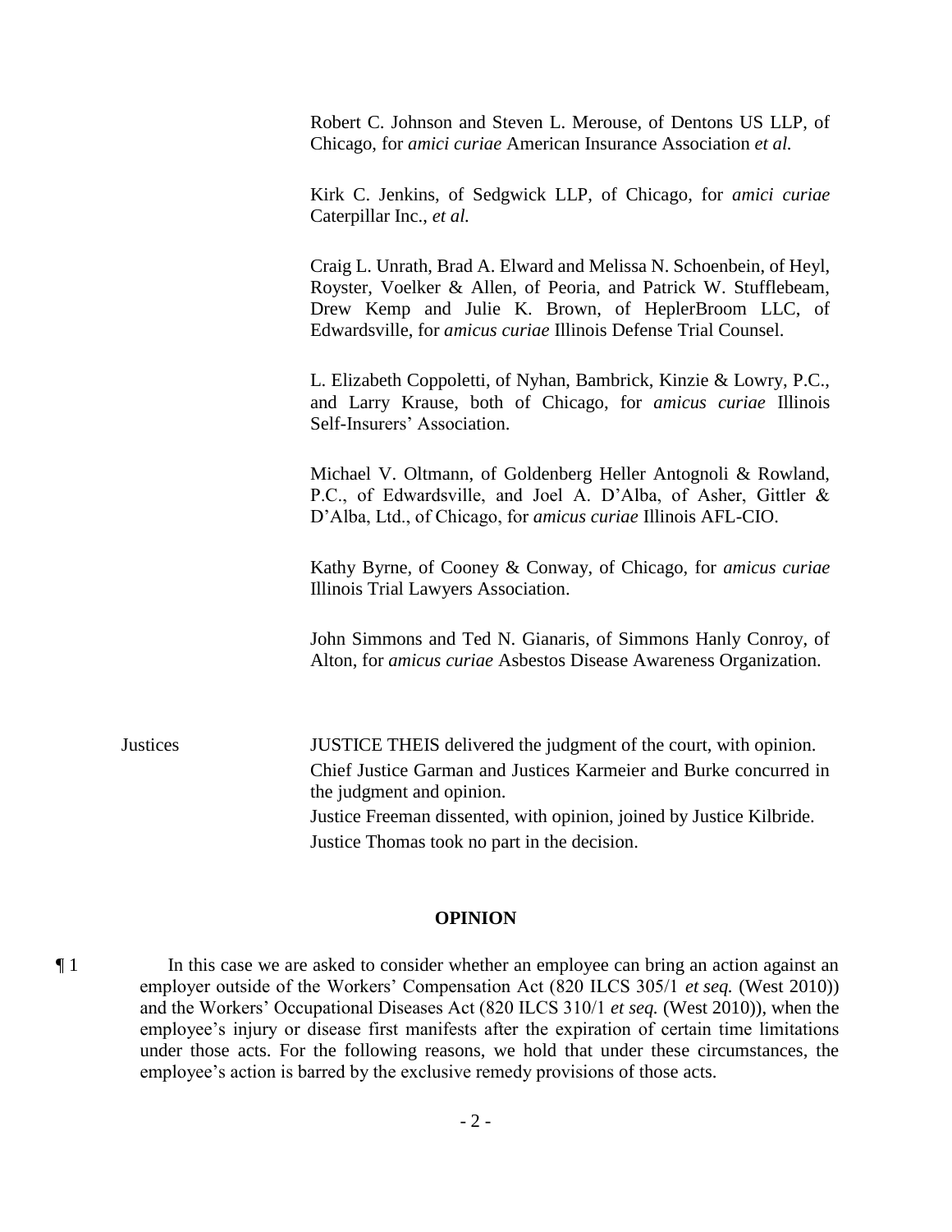Robert C. Johnson and Steven L. Merouse, of Dentons US LLP, of Chicago, for *amici curiae* American Insurance Association *et al.*

Kirk C. Jenkins, of Sedgwick LLP, of Chicago, for *amici curiae* Caterpillar Inc., *et al.*

Craig L. Unrath, Brad A. Elward and Melissa N. Schoenbein, of Heyl, Royster, Voelker & Allen, of Peoria, and Patrick W. Stufflebeam, Drew Kemp and Julie K. Brown, of HeplerBroom LLC, of Edwardsville, for *amicus curiae* Illinois Defense Trial Counsel.

L. Elizabeth Coppoletti, of Nyhan, Bambrick, Kinzie & Lowry, P.C., and Larry Krause, both of Chicago, for *amicus curiae* Illinois Self-Insurers' Association.

Michael V. Oltmann, of Goldenberg Heller Antognoli & Rowland, P.C., of Edwardsville, and Joel A. D'Alba, of Asher, Gittler & D'Alba, Ltd., of Chicago, for *amicus curiae* Illinois AFL-CIO.

Kathy Byrne, of Cooney & Conway, of Chicago, for *amicus curiae* Illinois Trial Lawyers Association.

John Simmons and Ted N. Gianaris, of Simmons Hanly Conroy, of Alton, for *amicus curiae* Asbestos Disease Awareness Organization.

Justices

JUSTICE THEIS delivered the judgment of the court, with opinion.
Chief Justice Garman and Justices Karmeier and Burke concurred in the judgment and opinion.
Justice Freeman dissented, with opinion, joined by Justice Kilbride.
Justice Thomas took no part in the decision.

## OPINION

¶ 1 In this case we are asked to consider whether an employee can bring an action against an employer outside of the Workers' Compensation Act (820 ILCS 305/1 *et seq.* (West 2010)) and the Workers' Occupational Diseases Act (820 ILCS 310/1 *et seq.* (West 2010)), when the employee's injury or disease first manifests after the expiration of certain time limitations under those acts. For the following reasons, we hold that under these circumstances, the employee's action is barred by the exclusive remedy provisions of those acts.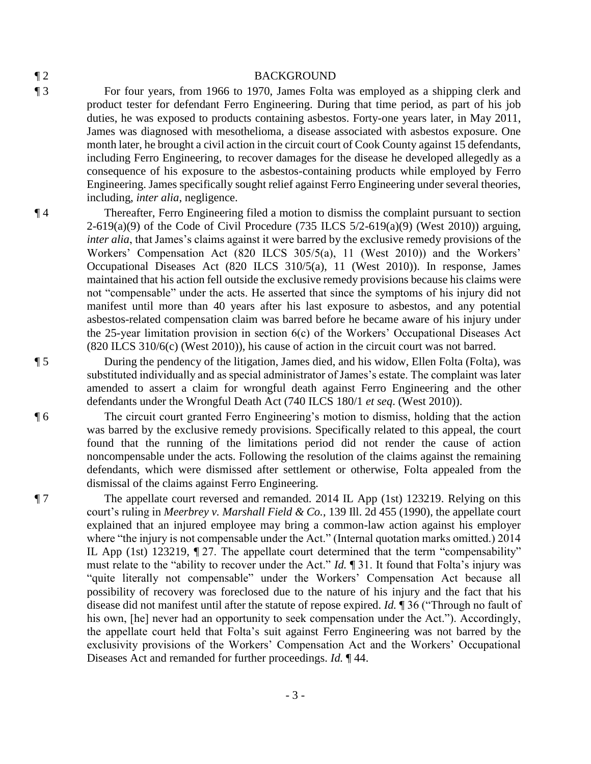¶ 2 BACKGROUND

¶ 3 For four years, from 1966 to 1970, James Folta was employed as a shipping clerk and product tester for defendant Ferro Engineering. During that time period, as part of his job duties, he was exposed to products containing asbestos. Forty-one years later, in May 2011, James was diagnosed with mesothelioma, a disease associated with asbestos exposure. One month later, he brought a civil action in the circuit court of Cook County against 15 defendants, including Ferro Engineering, to recover damages for the disease he developed allegedly as a consequence of his exposure to the asbestos-containing products while employed by Ferro Engineering. James specifically sought relief against Ferro Engineering under several theories, including, *inter alia*, negligence.

¶ 4 Thereafter, Ferro Engineering filed a motion to dismiss the complaint pursuant to section 2-619(a)(9) of the Code of Civil Procedure (735 ILCS 5/2-619(a)(9) (West 2010)) arguing, *inter alia*, that James's claims against it were barred by the exclusive remedy provisions of the Workers' Compensation Act (820 ILCS 305/5(a), 11 (West 2010)) and the Workers' Occupational Diseases Act (820 ILCS 310/5(a), 11 (West 2010)). In response, James maintained that his action fell outside the exclusive remedy provisions because his claims were not "compensable" under the acts. He asserted that since the symptoms of his injury did not manifest until more than 40 years after his last exposure to asbestos, and any potential asbestos-related compensation claim was barred before he became aware of his injury under the 25-year limitation provision in section 6(c) of the Workers' Occupational Diseases Act (820 ILCS 310/6(c) (West 2010)), his cause of action in the circuit court was not barred.

¶ 5 During the pendency of the litigation, James died, and his widow, Ellen Folta (Folta), was substituted individually and as special administrator of James's estate. The complaint was later amended to assert a claim for wrongful death against Ferro Engineering and the other defendants under the Wrongful Death Act (740 ILCS 180/1 *et seq.* (West 2010)).

¶ 6 The circuit court granted Ferro Engineering's motion to dismiss, holding that the action was barred by the exclusive remedy provisions. Specifically related to this appeal, the court found that the running of the limitations period did not render the cause of action noncompensable under the acts. Following the resolution of the claims against the remaining defendants, which were dismissed after settlement or otherwise, Folta appealed from the dismissal of the claims against Ferro Engineering.

¶ 7 The appellate court reversed and remanded. 2014 IL App (1st) 123219. Relying on this court's ruling in *Meerbrey v. Marshall Field & Co.*, 139 Ill. 2d 455 (1990), the appellate court explained that an injured employee may bring a common-law action against his employer where "the injury is not compensable under the Act." (Internal quotation marks omitted.) 2014 IL App (1st) 123219, ¶ 27. The appellate court determined that the term "compensability" must relate to the "ability to recover under the Act." *Id.* ¶ 31. It found that Folta's injury was "quite literally not compensable" under the Workers' Compensation Act because all possibility of recovery was foreclosed due to the nature of his injury and the fact that his disease did not manifest until after the statute of repose expired. *Id.* ¶ 36 ("Through no fault of his own, [he] never had an opportunity to seek compensation under the Act."). Accordingly, the appellate court held that Folta's suit against Ferro Engineering was not barred by the exclusivity provisions of the Workers' Compensation Act and the Workers' Occupational Diseases Act and remanded for further proceedings. *Id.* ¶ 44.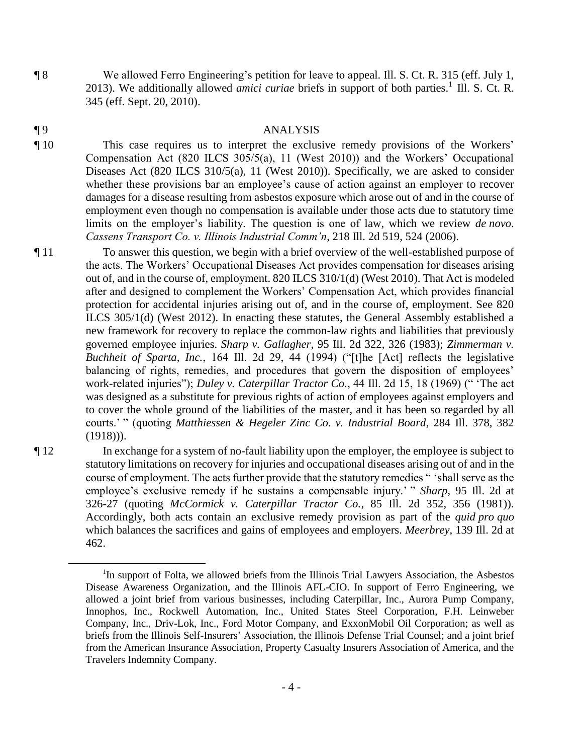¶ 8 We allowed Ferro Engineering's petition for leave to appeal. Ill. S. Ct. R. 315 (eff. July 1, 2013). We additionally allowed *amici curiae* briefs in support of both parties.[1] Ill. S. Ct. R. 345 (eff. Sept. 20, 2010).

¶ 9 ANALYSIS

¶ 10 This case requires us to interpret the exclusive remedy provisions of the Workers' Compensation Act (820 ILCS 305/5(a), 11 (West 2010)) and the Workers' Occupational Diseases Act (820 ILCS 310/5(a), 11 (West 2010)). Specifically, we are asked to consider whether these provisions bar an employee's cause of action against an employer to recover damages for a disease resulting from asbestos exposure which arose out of and in the course of employment even though no compensation is available under those acts due to statutory time limits on the employer's liability. The question is one of law, which we review *de novo*. *Cassens Transport Co. v. Illinois Industrial Comm'n*, 218 Ill. 2d 519, 524 (2006).

¶ 11 To answer this question, we begin with a brief overview of the well-established purpose of the acts. The Workers' Occupational Diseases Act provides compensation for diseases arising out of, and in the course of, employment. 820 ILCS 310/1(d) (West 2010). That Act is modeled after and designed to complement the Workers' Compensation Act, which provides financial protection for accidental injuries arising out of, and in the course of, employment. See 820 ILCS 305/1(d) (West 2012). In enacting these statutes, the General Assembly established a new framework for recovery to replace the common-law rights and liabilities that previously governed employee injuries. *Sharp v. Gallagher*, 95 Ill. 2d 322, 326 (1983); *Zimmerman v. Buchheit of Sparta, Inc.*, 164 Ill. 2d 29, 44 (1994) ("[t]he [Act] reflects the legislative balancing of rights, remedies, and procedures that govern the disposition of employees' work-related injuries"); *Duley v. Caterpillar Tractor Co.*, 44 Ill. 2d 15, 18 (1969) (" 'The act was designed as a substitute for previous rights of action of employees against employers and to cover the whole ground of the liabilities of the master, and it has been so regarded by all courts.' " (quoting *Matthiessen & Hegeler Zinc Co. v. Industrial Board*, 284 Ill. 378, 382 (1918))).

¶ 12 In exchange for a system of no-fault liability upon the employer, the employee is subject to statutory limitations on recovery for injuries and occupational diseases arising out of and in the course of employment. The acts further provide that the statutory remedies " 'shall serve as the employee's exclusive remedy if he sustains a compensable injury.' " *Sharp*, 95 Ill. 2d at 326-27 (quoting *McCormick v. Caterpillar Tractor Co.*, 85 Ill. 2d 352, 356 (1981)). Accordingly, both acts contain an exclusive remedy provision as part of the *quid pro quo* which balances the sacrifices and gains of employees and employers. *Meerbrey*, 139 Ill. 2d at 462.

[1]In support of Folta, we allowed briefs from the Illinois Trial Lawyers Association, the Asbestos Disease Awareness Organization, and the Illinois AFL-CIO. In support of Ferro Engineering, we allowed a joint brief from various businesses, including Caterpillar, Inc., Aurora Pump Company, Innophos, Inc., Rockwell Automation, Inc., United States Steel Corporation, F.H. Leinweber Company, Inc., Driv-Lok, Inc., Ford Motor Company, and ExxonMobil Oil Corporation; as well as briefs from the Illinois Self-Insurers' Association, the Illinois Defense Trial Counsel; and a joint brief from the American Insurance Association, Property Casualty Insurers Association of America, and the Travelers Indemnity Company.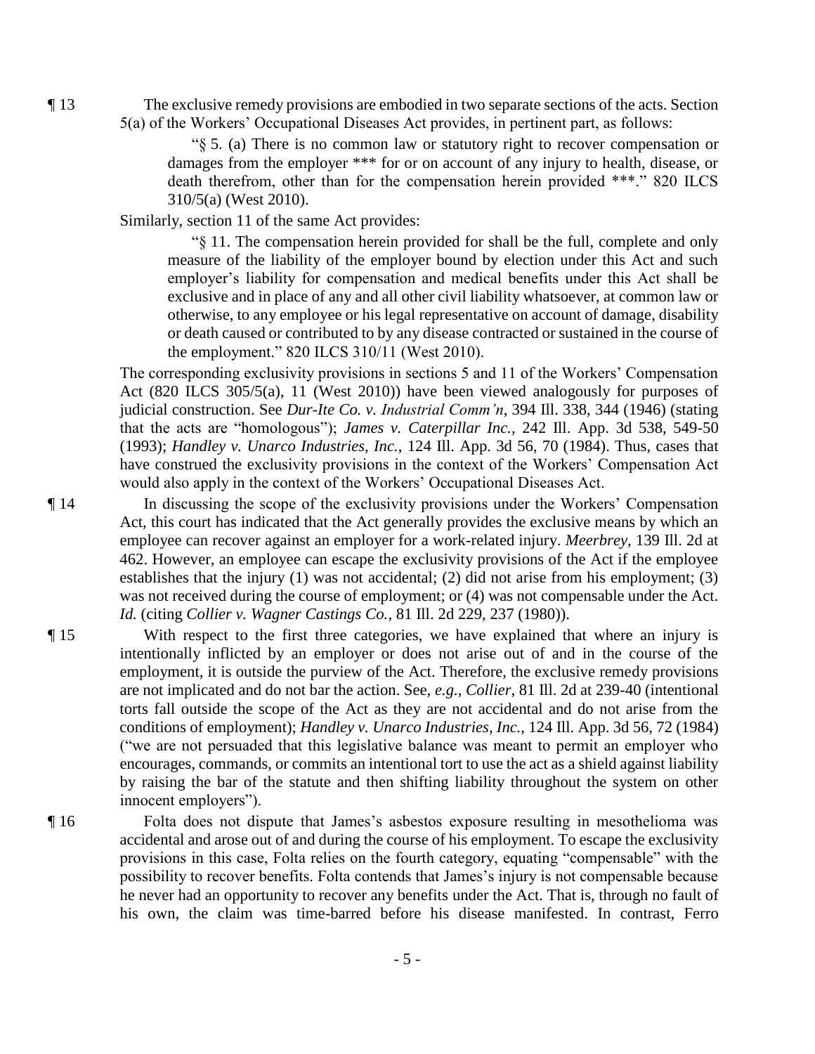¶ 13 The exclusive remedy provisions are embodied in two separate sections of the acts. Section 5(a) of the Workers' Occupational Diseases Act provides, in pertinent part, as follows:

> "§ 5. (a) There is no common law or statutory right to recover compensation or damages from the employer *** for or on account of any injury to health, disease, or death therefrom, other than for the compensation herein provided ***." 820 ILCS 310/5(a) (West 2010).

Similarly, section 11 of the same Act provides:

> "§ 11. The compensation herein provided for shall be the full, complete and only measure of the liability of the employer bound by election under this Act and such employer's liability for compensation and medical benefits under this Act shall be exclusive and in place of any and all other civil liability whatsoever, at common law or otherwise, to any employee or his legal representative on account of damage, disability or death caused or contributed to by any disease contracted or sustained in the course of the employment." 820 ILCS 310/11 (West 2010).

The corresponding exclusivity provisions in sections 5 and 11 of the Workers' Compensation Act (820 ILCS 305/5(a), 11 (West 2010)) have been viewed analogously for purposes of judicial construction. See *Dur-Ite Co. v. Industrial Comm'n*, 394 Ill. 338, 344 (1946) (stating that the acts are "homologous"); *James v. Caterpillar Inc.*, 242 Ill. App. 3d 538, 549-50 (1993); *Handley v. Unarco Industries, Inc.*, 124 Ill. App. 3d 56, 70 (1984). Thus, cases that have construed the exclusivity provisions in the context of the Workers' Compensation Act would also apply in the context of the Workers' Occupational Diseases Act.

¶ 14 In discussing the scope of the exclusivity provisions under the Workers' Compensation Act, this court has indicated that the Act generally provides the exclusive means by which an employee can recover against an employer for a work-related injury. *Meerbrey*, 139 Ill. 2d at 462. However, an employee can escape the exclusivity provisions of the Act if the employee establishes that the injury (1) was not accidental; (2) did not arise from his employment; (3) was not received during the course of employment; or (4) was not compensable under the Act. *Id.* (citing *Collier v. Wagner Castings Co.*, 81 Ill. 2d 229, 237 (1980)).

¶ 15 With respect to the first three categories, we have explained that where an injury is intentionally inflicted by an employer or does not arise out of and in the course of the employment, it is outside the purview of the Act. Therefore, the exclusive remedy provisions are not implicated and do not bar the action. See, *e.g.*, *Collier*, 81 Ill. 2d at 239-40 (intentional torts fall outside the scope of the Act as they are not accidental and do not arise from the conditions of employment); *Handley v. Unarco Industries, Inc.*, 124 Ill. App. 3d 56, 72 (1984) ("we are not persuaded that this legislative balance was meant to permit an employer who encourages, commands, or commits an intentional tort to use the act as a shield against liability by raising the bar of the statute and then shifting liability throughout the system on other innocent employers").

¶ 16 Folta does not dispute that James's asbestos exposure resulting in mesothelioma was accidental and arose out of and during the course of his employment. To escape the exclusivity provisions in this case, Folta relies on the fourth category, equating "compensable" with the possibility to recover benefits. Folta contends that James's injury is not compensable because he never had an opportunity to recover any benefits under the Act. That is, through no fault of his own, the claim was time-barred before his disease manifested. In contrast, Ferro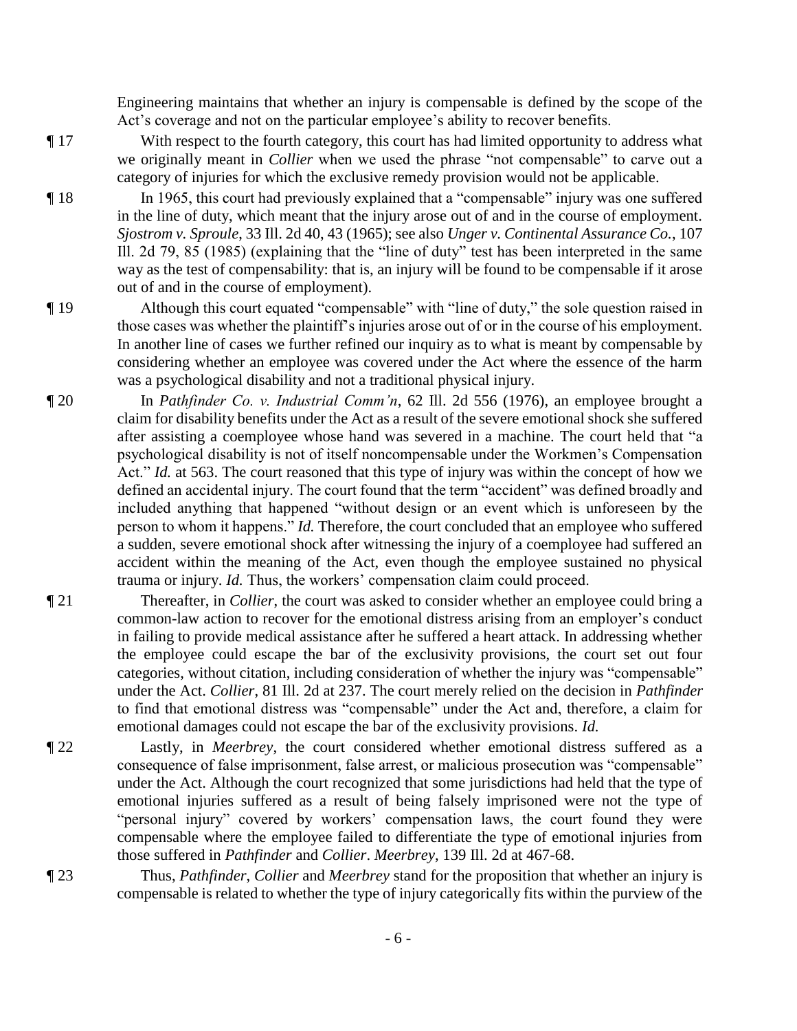Engineering maintains that whether an injury is compensable is defined by the scope of the Act's coverage and not on the particular employee's ability to recover benefits.

¶ 17 With respect to the fourth category, this court has had limited opportunity to address what we originally meant in *Collier* when we used the phrase "not compensable" to carve out a category of injuries for which the exclusive remedy provision would not be applicable.

¶ 18 In 1965, this court had previously explained that a "compensable" injury was one suffered in the line of duty, which meant that the injury arose out of and in the course of employment. *Sjostrom v. Sproule*, 33 Ill. 2d 40, 43 (1965); see also *Unger v. Continental Assurance Co.*, 107 Ill. 2d 79, 85 (1985) (explaining that the "line of duty" test has been interpreted in the same way as the test of compensability: that is, an injury will be found to be compensable if it arose out of and in the course of employment).

¶ 19 Although this court equated "compensable" with "line of duty," the sole question raised in those cases was whether the plaintiff's injuries arose out of or in the course of his employment. In another line of cases we further refined our inquiry as to what is meant by compensable by considering whether an employee was covered under the Act where the essence of the harm was a psychological disability and not a traditional physical injury.

¶ 20 In *Pathfinder Co. v. Industrial Comm'n*, 62 Ill. 2d 556 (1976), an employee brought a claim for disability benefits under the Act as a result of the severe emotional shock she suffered after assisting a coemployee whose hand was severed in a machine. The court held that "a psychological disability is not of itself noncompensable under the Workmen's Compensation Act." *Id.* at 563. The court reasoned that this type of injury was within the concept of how we defined an accidental injury. The court found that the term "accident" was defined broadly and included anything that happened "without design or an event which is unforeseen by the person to whom it happens." *Id.* Therefore, the court concluded that an employee who suffered a sudden, severe emotional shock after witnessing the injury of a coemployee had suffered an accident within the meaning of the Act, even though the employee sustained no physical trauma or injury. *Id.* Thus, the workers' compensation claim could proceed.

¶ 21 Thereafter, in *Collier*, the court was asked to consider whether an employee could bring a common-law action to recover for the emotional distress arising from an employer's conduct in failing to provide medical assistance after he suffered a heart attack. In addressing whether the employee could escape the bar of the exclusivity provisions, the court set out four categories, without citation, including consideration of whether the injury was "compensable" under the Act. *Collier*, 81 Ill. 2d at 237. The court merely relied on the decision in *Pathfinder* to find that emotional distress was "compensable" under the Act and, therefore, a claim for emotional damages could not escape the bar of the exclusivity provisions. *Id.*

¶ 22 Lastly, in *Meerbrey*, the court considered whether emotional distress suffered as a consequence of false imprisonment, false arrest, or malicious prosecution was "compensable" under the Act. Although the court recognized that some jurisdictions had held that the type of emotional injuries suffered as a result of being falsely imprisoned were not the type of "personal injury" covered by workers' compensation laws, the court found they were compensable where the employee failed to differentiate the type of emotional injuries from those suffered in *Pathfinder* and *Collier*. *Meerbrey*, 139 Ill. 2d at 467-68.

¶ 23 Thus, *Pathfinder*, *Collier* and *Meerbrey* stand for the proposition that whether an injury is compensable is related to whether the type of injury categorically fits within the purview of the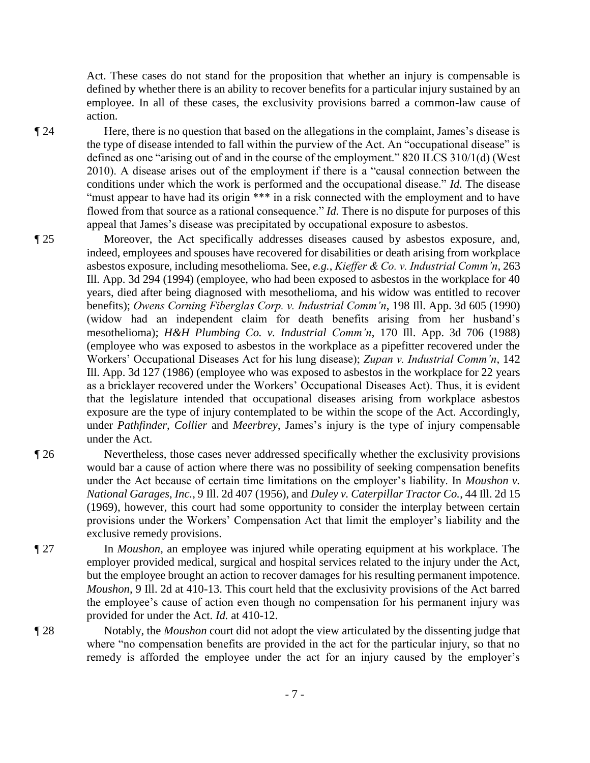Act. These cases do not stand for the proposition that whether an injury is compensable is defined by whether there is an ability to recover benefits for a particular injury sustained by an employee. In all of these cases, the exclusivity provisions barred a common-law cause of action.

¶ 24 Here, there is no question that based on the allegations in the complaint, James's disease is the type of disease intended to fall within the purview of the Act. An "occupational disease" is defined as one "arising out of and in the course of the employment." 820 ILCS 310/1(d) (West 2010). A disease arises out of the employment if there is a "causal connection between the conditions under which the work is performed and the occupational disease." *Id.* The disease "must appear to have had its origin *** in a risk connected with the employment and to have flowed from that source as a rational consequence." *Id.* There is no dispute for purposes of this appeal that James's disease was precipitated by occupational exposure to asbestos.

¶ 25 Moreover, the Act specifically addresses diseases caused by asbestos exposure, and, indeed, employees and spouses have recovered for disabilities or death arising from workplace asbestos exposure, including mesothelioma. See, *e.g.*, *Kieffer & Co. v. Industrial Comm'n*, 263 Ill. App. 3d 294 (1994) (employee, who had been exposed to asbestos in the workplace for 40 years, died after being diagnosed with mesothelioma, and his widow was entitled to recover benefits); *Owens Corning Fiberglas Corp. v. Industrial Comm'n*, 198 Ill. App. 3d 605 (1990) (widow had an independent claim for death benefits arising from her husband's mesothelioma); *H&H Plumbing Co. v. Industrial Comm'n*, 170 Ill. App. 3d 706 (1988) (employee who was exposed to asbestos in the workplace as a pipefitter recovered under the Workers' Occupational Diseases Act for his lung disease); *Zupan v. Industrial Comm'n*, 142 Ill. App. 3d 127 (1986) (employee who was exposed to asbestos in the workplace for 22 years as a bricklayer recovered under the Workers' Occupational Diseases Act). Thus, it is evident that the legislature intended that occupational diseases arising from workplace asbestos exposure are the type of injury contemplated to be within the scope of the Act. Accordingly, under *Pathfinder*, *Collier* and *Meerbrey*, James's injury is the type of injury compensable under the Act.

¶ 26 Nevertheless, those cases never addressed specifically whether the exclusivity provisions would bar a cause of action where there was no possibility of seeking compensation benefits under the Act because of certain time limitations on the employer's liability. In *Moushon v. National Garages, Inc.*, 9 Ill. 2d 407 (1956), and *Duley v. Caterpillar Tractor Co.*, 44 Ill. 2d 15 (1969), however, this court had some opportunity to consider the interplay between certain provisions under the Workers' Compensation Act that limit the employer's liability and the exclusive remedy provisions.

¶ 27 In *Moushon*, an employee was injured while operating equipment at his workplace. The employer provided medical, surgical and hospital services related to the injury under the Act, but the employee brought an action to recover damages for his resulting permanent impotence. *Moushon*, 9 Ill. 2d at 410-13. This court held that the exclusivity provisions of the Act barred the employee's cause of action even though no compensation for his permanent injury was provided for under the Act. *Id.* at 410-12.

¶ 28 Notably, the *Moushon* court did not adopt the view articulated by the dissenting judge that where "no compensation benefits are provided in the act for the particular injury, so that no remedy is afforded the employee under the act for an injury caused by the employer's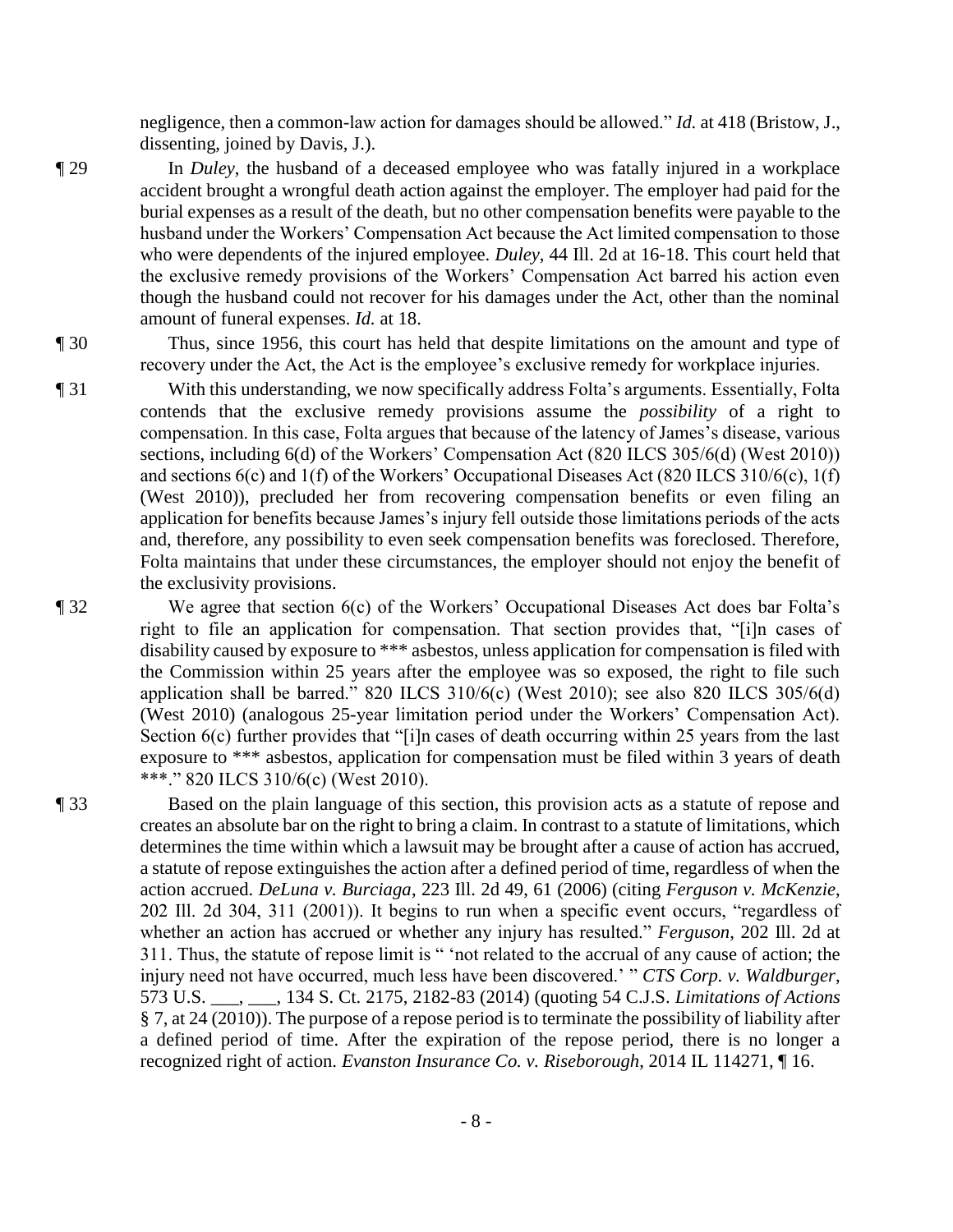negligence, then a common-law action for damages should be allowed." *Id.* at 418 (Bristow, J., dissenting, joined by Davis, J.).

¶ 29 In *Duley*, the husband of a deceased employee who was fatally injured in a workplace accident brought a wrongful death action against the employer. The employer had paid for the burial expenses as a result of the death, but no other compensation benefits were payable to the husband under the Workers' Compensation Act because the Act limited compensation to those who were dependents of the injured employee. *Duley*, 44 Ill. 2d at 16-18. This court held that the exclusive remedy provisions of the Workers' Compensation Act barred his action even though the husband could not recover for his damages under the Act, other than the nominal amount of funeral expenses. *Id.* at 18.

¶ 30 Thus, since 1956, this court has held that despite limitations on the amount and type of recovery under the Act, the Act is the employee's exclusive remedy for workplace injuries.

¶ 31 With this understanding, we now specifically address Folta's arguments. Essentially, Folta contends that the exclusive remedy provisions assume the *possibility* of a right to compensation. In this case, Folta argues that because of the latency of James's disease, various sections, including 6(d) of the Workers' Compensation Act (820 ILCS 305/6(d) (West 2010)) and sections 6(c) and 1(f) of the Workers' Occupational Diseases Act (820 ILCS 310/6(c), 1(f) (West 2010)), precluded her from recovering compensation benefits or even filing an application for benefits because James's injury fell outside those limitations periods of the acts and, therefore, any possibility to even seek compensation benefits was foreclosed. Therefore, Folta maintains that under these circumstances, the employer should not enjoy the benefit of the exclusivity provisions.

¶ 32 We agree that section 6(c) of the Workers' Occupational Diseases Act does bar Folta's right to file an application for compensation. That section provides that, "[i]n cases of disability caused by exposure to *** asbestos, unless application for compensation is filed with the Commission within 25 years after the employee was so exposed, the right to file such application shall be barred." 820 ILCS 310/6(c) (West 2010); see also 820 ILCS 305/6(d) (West 2010) (analogous 25-year limitation period under the Workers' Compensation Act). Section 6(c) further provides that "[i]n cases of death occurring within 25 years from the last exposure to *** asbestos, application for compensation must be filed within 3 years of death ***." 820 ILCS 310/6(c) (West 2010).

¶ 33 Based on the plain language of this section, this provision acts as a statute of repose and creates an absolute bar on the right to bring a claim. In contrast to a statute of limitations, which determines the time within which a lawsuit may be brought after a cause of action has accrued, a statute of repose extinguishes the action after a defined period of time, regardless of when the action accrued. *DeLuna v. Burciaga*, 223 Ill. 2d 49, 61 (2006) (citing *Ferguson v. McKenzie*, 202 Ill. 2d 304, 311 (2001)). It begins to run when a specific event occurs, "regardless of whether an action has accrued or whether any injury has resulted." *Ferguson*, 202 Ill. 2d at 311. Thus, the statute of repose limit is " 'not related to the accrual of any cause of action; the injury need not have occurred, much less have been discovered.' " *CTS Corp. v. Waldburger*, 573 U.S. ___, ___, 134 S. Ct. 2175, 2182-83 (2014) (quoting 54 C.J.S. *Limitations of Actions* § 7, at 24 (2010)). The purpose of a repose period is to terminate the possibility of liability after a defined period of time. After the expiration of the repose period, there is no longer a recognized right of action. *Evanston Insurance Co. v. Riseborough*, 2014 IL 114271, ¶ 16.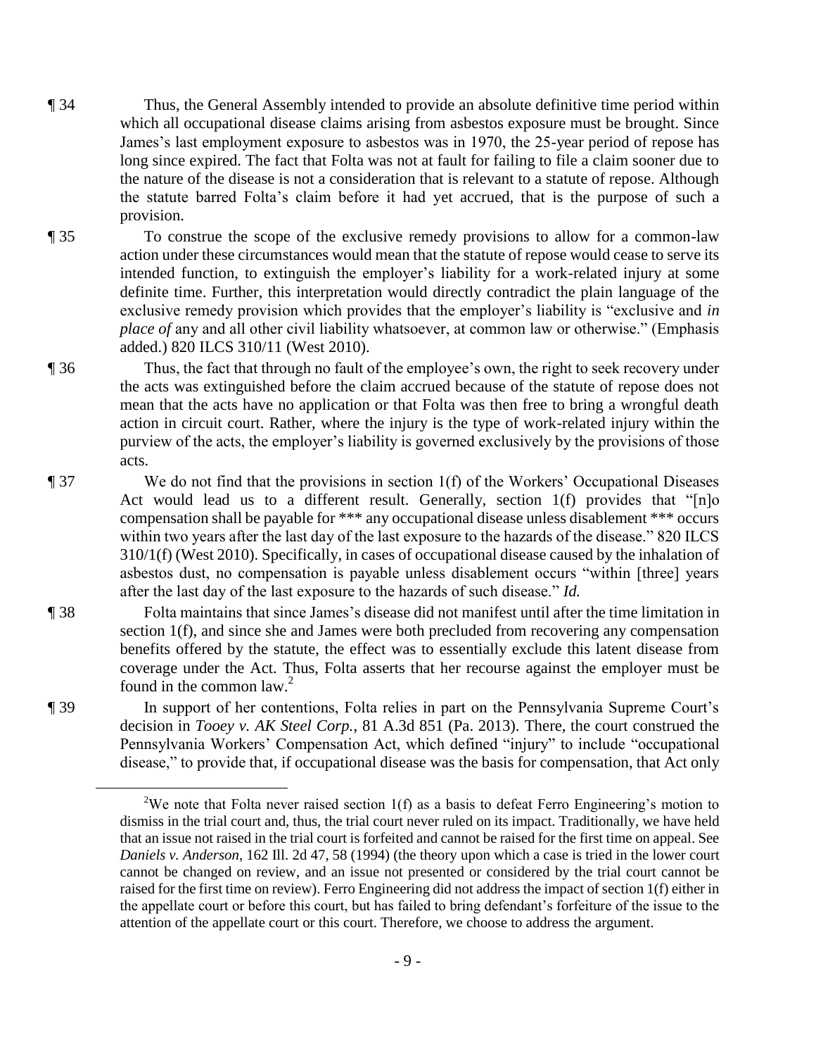¶ 34 Thus, the General Assembly intended to provide an absolute definitive time period within which all occupational disease claims arising from asbestos exposure must be brought. Since James's last employment exposure to asbestos was in 1970, the 25-year period of repose has long since expired. The fact that Folta was not at fault for failing to file a claim sooner due to the nature of the disease is not a consideration that is relevant to a statute of repose. Although the statute barred Folta's claim before it had yet accrued, that is the purpose of such a provision.

¶ 35 To construe the scope of the exclusive remedy provisions to allow for a common-law action under these circumstances would mean that the statute of repose would cease to serve its intended function, to extinguish the employer's liability for a work-related injury at some definite time. Further, this interpretation would directly contradict the plain language of the exclusive remedy provision which provides that the employer's liability is "exclusive and *in place of* any and all other civil liability whatsoever, at common law or otherwise." (Emphasis added.) 820 ILCS 310/11 (West 2010).

¶ 36 Thus, the fact that through no fault of the employee's own, the right to seek recovery under the acts was extinguished before the claim accrued because of the statute of repose does not mean that the acts have no application or that Folta was then free to bring a wrongful death action in circuit court. Rather, where the injury is the type of work-related injury within the purview of the acts, the employer's liability is governed exclusively by the provisions of those acts.

¶ 37 We do not find that the provisions in section 1(f) of the Workers' Occupational Diseases Act would lead us to a different result. Generally, section 1(f) provides that "[n]o compensation shall be payable for *** any occupational disease unless disablement *** occurs within two years after the last day of the last exposure to the hazards of the disease." 820 ILCS 310/1(f) (West 2010). Specifically, in cases of occupational disease caused by the inhalation of asbestos dust, no compensation is payable unless disablement occurs "within [three] years after the last day of the last exposure to the hazards of such disease." *Id.*

¶ 38 Folta maintains that since James's disease did not manifest until after the time limitation in section 1(f), and since she and James were both precluded from recovering any compensation benefits offered by the statute, the effect was to essentially exclude this latent disease from coverage under the Act. Thus, Folta asserts that her recourse against the employer must be found in the common law.[2]

¶ 39 In support of her contentions, Folta relies in part on the Pennsylvania Supreme Court's decision in *Tooey v. AK Steel Corp.*, 81 A.3d 851 (Pa. 2013). There, the court construed the Pennsylvania Workers' Compensation Act, which defined "injury" to include "occupational disease," to provide that, if occupational disease was the basis for compensation, that Act only

---

[2] We note that Folta never raised section 1(f) as a basis to defeat Ferro Engineering's motion to dismiss in the trial court and, thus, the trial court never ruled on its impact. Traditionally, we have held that an issue not raised in the trial court is forfeited and cannot be raised for the first time on appeal. See *Daniels v. Anderson*, 162 Ill. 2d 47, 58 (1994) (the theory upon which a case is tried in the lower court cannot be changed on review, and an issue not presented or considered by the trial court cannot be raised for the first time on review). Ferro Engineering did not address the impact of section 1(f) either in the appellate court or before this court, but has failed to bring defendant's forfeiture of the issue to the attention of the appellate court or this court. Therefore, we choose to address the argument.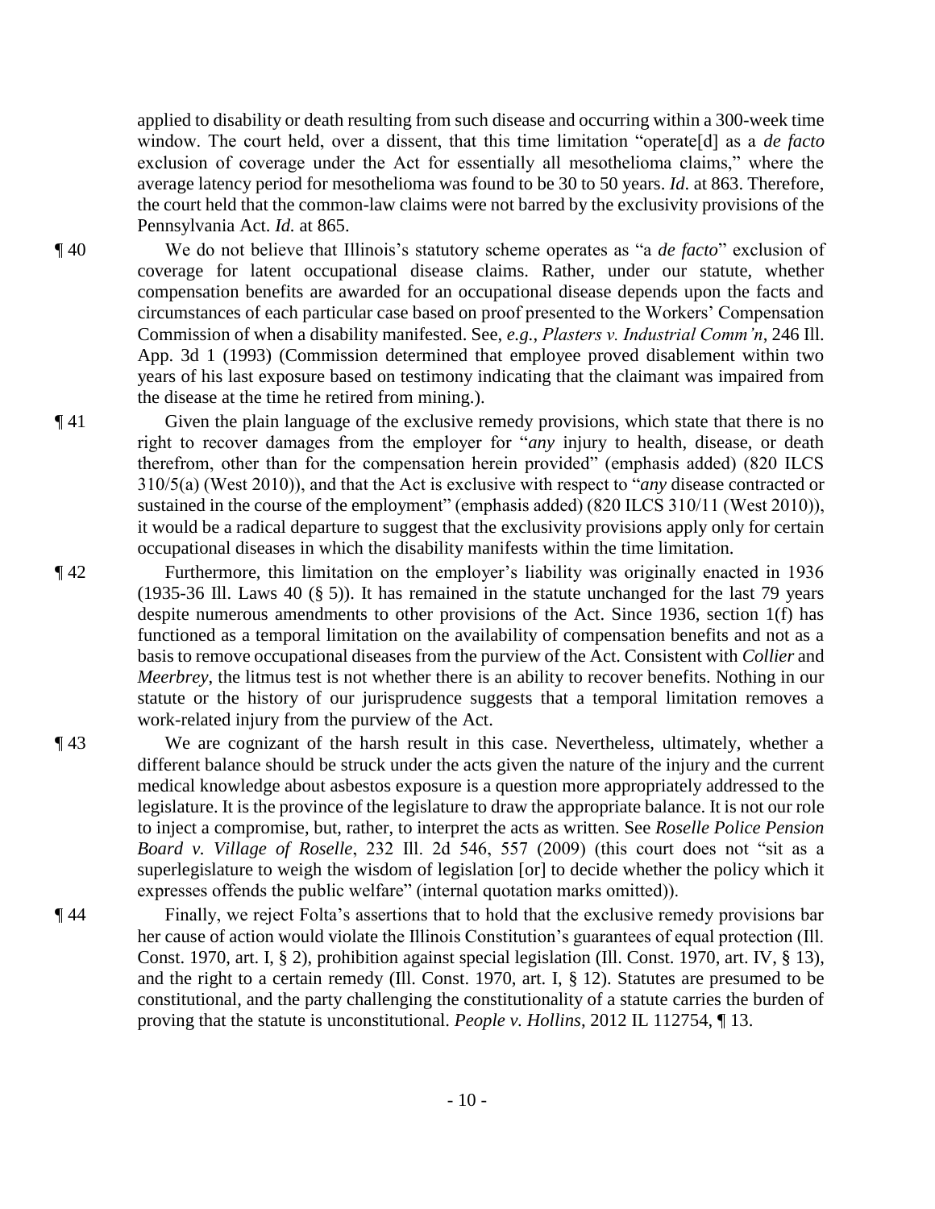applied to disability or death resulting from such disease and occurring within a 300-week time window. The court held, over a dissent, that this time limitation "operate[d] as a *de facto* exclusion of coverage under the Act for essentially all mesothelioma claims," where the average latency period for mesothelioma was found to be 30 to 50 years. *Id.* at 863. Therefore, the court held that the common-law claims were not barred by the exclusivity provisions of the Pennsylvania Act. *Id.* at 865.

¶ 40 We do not believe that Illinois's statutory scheme operates as "a *de facto*" exclusion of coverage for latent occupational disease claims. Rather, under our statute, whether compensation benefits are awarded for an occupational disease depends upon the facts and circumstances of each particular case based on proof presented to the Workers' Compensation Commission of when a disability manifested. See, *e.g.*, *Plasters v. Industrial Comm'n*, 246 Ill. App. 3d 1 (1993) (Commission determined that employee proved disablement within two years of his last exposure based on testimony indicating that the claimant was impaired from the disease at the time he retired from mining.).

¶ 41 Given the plain language of the exclusive remedy provisions, which state that there is no right to recover damages from the employer for "*any* injury to health, disease, or death therefrom, other than for the compensation herein provided" (emphasis added) (820 ILCS 310/5(a) (West 2010)), and that the Act is exclusive with respect to "*any* disease contracted or sustained in the course of the employment" (emphasis added) (820 ILCS 310/11 (West 2010)), it would be a radical departure to suggest that the exclusivity provisions apply only for certain occupational diseases in which the disability manifests within the time limitation.

¶ 42 Furthermore, this limitation on the employer's liability was originally enacted in 1936 (1935-36 Ill. Laws 40 (§ 5)). It has remained in the statute unchanged for the last 79 years despite numerous amendments to other provisions of the Act. Since 1936, section 1(f) has functioned as a temporal limitation on the availability of compensation benefits and not as a basis to remove occupational diseases from the purview of the Act. Consistent with *Collier* and *Meerbrey*, the litmus test is not whether there is an ability to recover benefits. Nothing in our statute or the history of our jurisprudence suggests that a temporal limitation removes a work-related injury from the purview of the Act.

¶ 43 We are cognizant of the harsh result in this case. Nevertheless, ultimately, whether a different balance should be struck under the acts given the nature of the injury and the current medical knowledge about asbestos exposure is a question more appropriately addressed to the legislature. It is the province of the legislature to draw the appropriate balance. It is not our role to inject a compromise, but, rather, to interpret the acts as written. See *Roselle Police Pension Board v. Village of Roselle*, 232 Ill. 2d 546, 557 (2009) (this court does not "sit as a superlegislature to weigh the wisdom of legislation [or] to decide whether the policy which it expresses offends the public welfare" (internal quotation marks omitted)).

¶ 44 Finally, we reject Folta's assertions that to hold that the exclusive remedy provisions bar her cause of action would violate the Illinois Constitution's guarantees of equal protection (Ill. Const. 1970, art. I, § 2), prohibition against special legislation (Ill. Const. 1970, art. IV, § 13), and the right to a certain remedy (Ill. Const. 1970, art. I, § 12). Statutes are presumed to be constitutional, and the party challenging the constitutionality of a statute carries the burden of proving that the statute is unconstitutional. *People v. Hollins*, 2012 IL 112754, ¶ 13.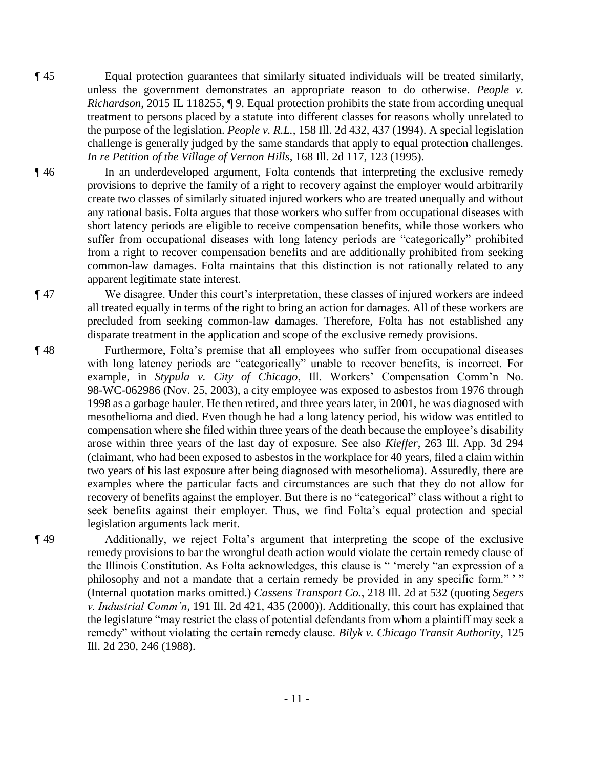¶ 45 Equal protection guarantees that similarly situated individuals will be treated similarly, unless the government demonstrates an appropriate reason to do otherwise. *People v. Richardson*, 2015 IL 118255, ¶ 9. Equal protection prohibits the state from according unequal treatment to persons placed by a statute into different classes for reasons wholly unrelated to the purpose of the legislation. *People v. R.L.*, 158 Ill. 2d 432, 437 (1994). A special legislation challenge is generally judged by the same standards that apply to equal protection challenges. *In re Petition of the Village of Vernon Hills*, 168 Ill. 2d 117, 123 (1995).

¶ 46 In an underdeveloped argument, Folta contends that interpreting the exclusive remedy provisions to deprive the family of a right to recovery against the employer would arbitrarily create two classes of similarly situated injured workers who are treated unequally and without any rational basis. Folta argues that those workers who suffer from occupational diseases with short latency periods are eligible to receive compensation benefits, while those workers who suffer from occupational diseases with long latency periods are "categorically" prohibited from a right to recover compensation benefits and are additionally prohibited from seeking common-law damages. Folta maintains that this distinction is not rationally related to any apparent legitimate state interest.

¶ 47 We disagree. Under this court's interpretation, these classes of injured workers are indeed all treated equally in terms of the right to bring an action for damages. All of these workers are precluded from seeking common-law damages. Therefore, Folta has not established any disparate treatment in the application and scope of the exclusive remedy provisions.

¶ 48 Furthermore, Folta's premise that all employees who suffer from occupational diseases with long latency periods are "categorically" unable to recover benefits, is incorrect. For example, in *Stypula v. City of Chicago*, Ill. Workers' Compensation Comm'n No. 98-WC-062986 (Nov. 25, 2003), a city employee was exposed to asbestos from 1976 through 1998 as a garbage hauler. He then retired, and three years later, in 2001, he was diagnosed with mesothelioma and died. Even though he had a long latency period, his widow was entitled to compensation where she filed within three years of the death because the employee's disability arose within three years of the last day of exposure. See also *Kieffer*, 263 Ill. App. 3d 294 (claimant, who had been exposed to asbestos in the workplace for 40 years, filed a claim within two years of his last exposure after being diagnosed with mesothelioma). Assuredly, there are examples where the particular facts and circumstances are such that they do not allow for recovery of benefits against the employer. But there is no "categorical" class without a right to seek benefits against their employer. Thus, we find Folta's equal protection and special legislation arguments lack merit.

¶ 49 Additionally, we reject Folta's argument that interpreting the scope of the exclusive remedy provisions to bar the wrongful death action would violate the certain remedy clause of the Illinois Constitution. As Folta acknowledges, this clause is " 'merely "an expression of a philosophy and not a mandate that a certain remedy be provided in any specific form." ' " (Internal quotation marks omitted.) *Cassens Transport Co.*, 218 Ill. 2d at 532 (quoting *Segers v. Industrial Comm'n*, 191 Ill. 2d 421, 435 (2000)). Additionally, this court has explained that the legislature "may restrict the class of potential defendants from whom a plaintiff may seek a remedy" without violating the certain remedy clause. *Bilyk v. Chicago Transit Authority*, 125 Ill. 2d 230, 246 (1988).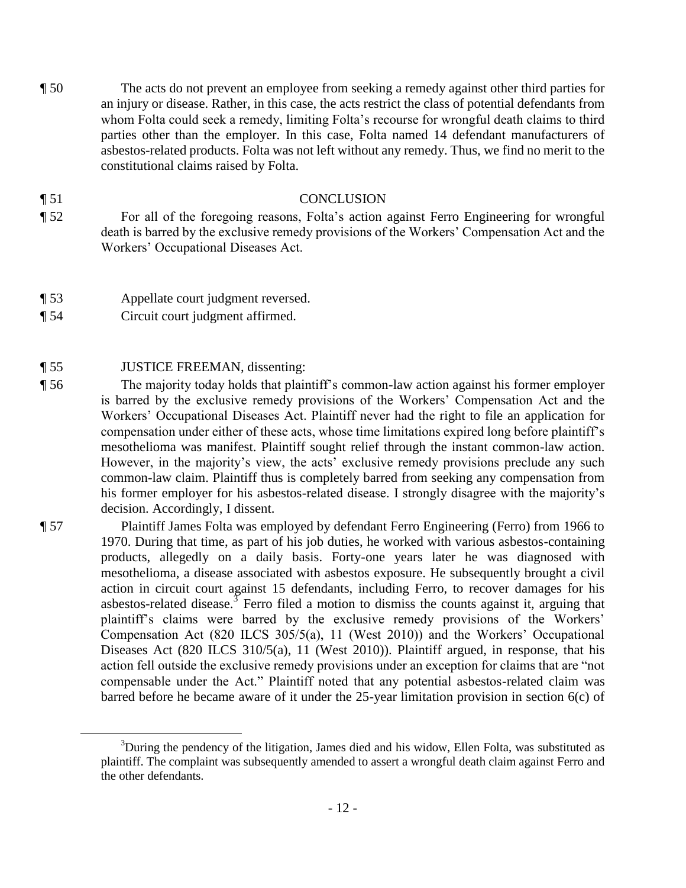¶ 50 The acts do not prevent an employee from seeking a remedy against other third parties for an injury or disease. Rather, in this case, the acts restrict the class of potential defendants from whom Folta could seek a remedy, limiting Folta's recourse for wrongful death claims to third parties other than the employer. In this case, Folta named 14 defendant manufacturers of asbestos-related products. Folta was not left without any remedy. Thus, we find no merit to the constitutional claims raised by Folta.

¶ 51 CONCLUSION

¶ 52 For all of the foregoing reasons, Folta's action against Ferro Engineering for wrongful death is barred by the exclusive remedy provisions of the Workers' Compensation Act and the Workers' Occupational Diseases Act.

¶ 53 Appellate court judgment reversed.

¶ 54 Circuit court judgment affirmed.

¶ 55 JUSTICE FREEMAN, dissenting:

¶ 56 The majority today holds that plaintiff's common-law action against his former employer is barred by the exclusive remedy provisions of the Workers' Compensation Act and the Workers' Occupational Diseases Act. Plaintiff never had the right to file an application for compensation under either of these acts, whose time limitations expired long before plaintiff's mesothelioma was manifest. Plaintiff sought relief through the instant common-law action. However, in the majority's view, the acts' exclusive remedy provisions preclude any such common-law claim. Plaintiff thus is completely barred from seeking any compensation from his former employer for his asbestos-related disease. I strongly disagree with the majority's decision. Accordingly, I dissent.

¶ 57 Plaintiff James Folta was employed by defendant Ferro Engineering (Ferro) from 1966 to 1970. During that time, as part of his job duties, he worked with various asbestos-containing products, allegedly on a daily basis. Forty-one years later he was diagnosed with mesothelioma, a disease associated with asbestos exposure. He subsequently brought a civil action in circuit court against 15 defendants, including Ferro, to recover damages for his asbestos-related disease.[3] Ferro filed a motion to dismiss the counts against it, arguing that plaintiff's claims were barred by the exclusive remedy provisions of the Workers' Compensation Act (820 ILCS 305/5(a), 11 (West 2010)) and the Workers' Occupational Diseases Act (820 ILCS 310/5(a), 11 (West 2010)). Plaintiff argued, in response, that his action fell outside the exclusive remedy provisions under an exception for claims that are "not compensable under the Act." Plaintiff noted that any potential asbestos-related claim was barred before he became aware of it under the 25-year limitation provision in section 6(c) of

[3] During the pendency of the litigation, James died and his widow, Ellen Folta, was substituted as plaintiff. The complaint was subsequently amended to assert a wrongful death claim against Ferro and the other defendants.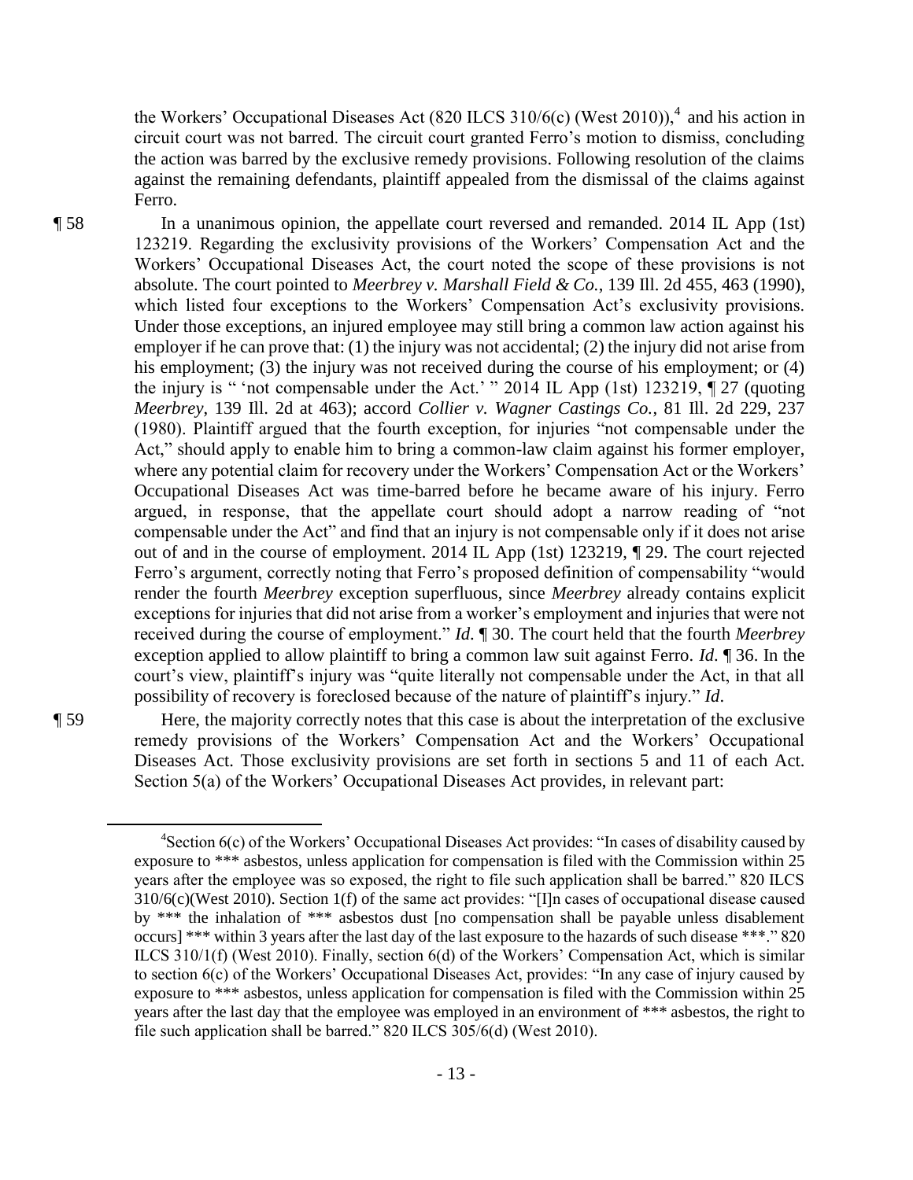the Workers' Occupational Diseases Act (820 ILCS 310/6(c) (West 2010)),[4] and his action in circuit court was not barred. The circuit court granted Ferro's motion to dismiss, concluding the action was barred by the exclusive remedy provisions. Following resolution of the claims against the remaining defendants, plaintiff appealed from the dismissal of the claims against Ferro.

¶ 58 In a unanimous opinion, the appellate court reversed and remanded. 2014 IL App (1st) 123219. Regarding the exclusivity provisions of the Workers' Compensation Act and the Workers' Occupational Diseases Act, the court noted the scope of these provisions is not absolute. The court pointed to *Meerbrey v. Marshall Field & Co.*, 139 Ill. 2d 455, 463 (1990), which listed four exceptions to the Workers' Compensation Act's exclusivity provisions. Under those exceptions, an injured employee may still bring a common law action against his employer if he can prove that: (1) the injury was not accidental; (2) the injury did not arise from his employment; (3) the injury was not received during the course of his employment; or (4) the injury is " 'not compensable under the Act.' " 2014 IL App (1st) 123219, ¶ 27 (quoting *Meerbrey*, 139 Ill. 2d at 463); accord *Collier v. Wagner Castings Co.*, 81 Ill. 2d 229, 237 (1980). Plaintiff argued that the fourth exception, for injuries "not compensable under the Act," should apply to enable him to bring a common-law claim against his former employer, where any potential claim for recovery under the Workers' Compensation Act or the Workers' Occupational Diseases Act was time-barred before he became aware of his injury. Ferro argued, in response, that the appellate court should adopt a narrow reading of "not compensable under the Act" and find that an injury is not compensable only if it does not arise out of and in the course of employment. 2014 IL App (1st) 123219, ¶ 29. The court rejected Ferro's argument, correctly noting that Ferro's proposed definition of compensability "would render the fourth *Meerbrey* exception superfluous, since *Meerbrey* already contains explicit exceptions for injuries that did not arise from a worker's employment and injuries that were not received during the course of employment." *Id.* ¶ 30. The court held that the fourth *Meerbrey* exception applied to allow plaintiff to bring a common law suit against Ferro. *Id.* ¶ 36. In the court's view, plaintiff's injury was "quite literally not compensable under the Act, in that all possibility of recovery is foreclosed because of the nature of plaintiff's injury." *Id.*

¶ 59 Here, the majority correctly notes that this case is about the interpretation of the exclusive remedy provisions of the Workers' Compensation Act and the Workers' Occupational Diseases Act. Those exclusivity provisions are set forth in sections 5 and 11 of each Act. Section 5(a) of the Workers' Occupational Diseases Act provides, in relevant part:

---

[4]Section 6(c) of the Workers' Occupational Diseases Act provides: "In cases of disability caused by exposure to *** asbestos, unless application for compensation is filed with the Commission within 25 years after the employee was so exposed, the right to file such application shall be barred." 820 ILCS 310/6(c)(West 2010). Section 1(f) of the same act provides: "[I]n cases of occupational disease caused by *** the inhalation of *** asbestos dust [no compensation shall be payable unless disablement occurs] *** within 3 years after the last day of the last exposure to the hazards of such disease ***." 820 ILCS 310/1(f) (West 2010). Finally, section 6(d) of the Workers' Compensation Act, which is similar to section 6(c) of the Workers' Occupational Diseases Act, provides: "In any case of injury caused by exposure to *** asbestos, unless application for compensation is filed with the Commission within 25 years after the last day that the employee was employed in an environment of *** asbestos, the right to file such application shall be barred." 820 ILCS 305/6(d) (West 2010).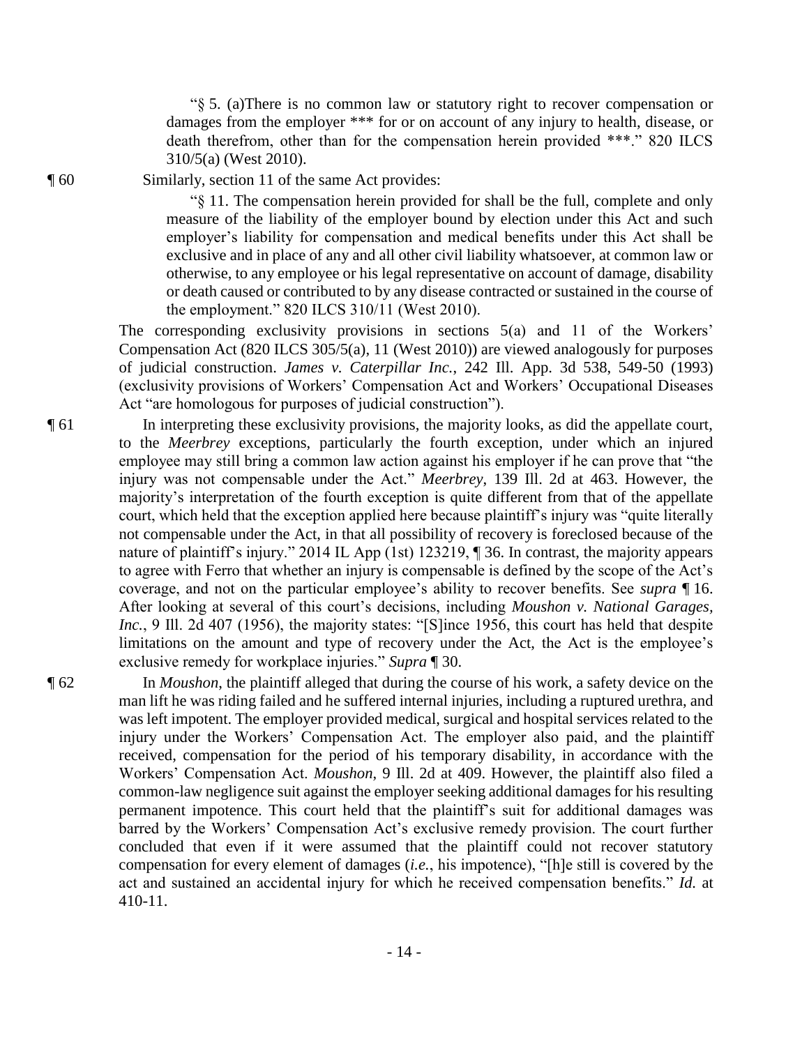"§ 5. (a)There is no common law or statutory right to recover compensation or damages from the employer *** for or on account of any injury to health, disease, or death therefrom, other than for the compensation herein provided ***." 820 ILCS 310/5(a) (West 2010).

¶ 60 Similarly, section 11 of the same Act provides:

"§ 11. The compensation herein provided for shall be the full, complete and only measure of the liability of the employer bound by election under this Act and such employer's liability for compensation and medical benefits under this Act shall be exclusive and in place of any and all other civil liability whatsoever, at common law or otherwise, to any employee or his legal representative on account of damage, disability or death caused or contributed to by any disease contracted or sustained in the course of the employment." 820 ILCS 310/11 (West 2010).

The corresponding exclusivity provisions in sections 5(a) and 11 of the Workers' Compensation Act (820 ILCS 305/5(a), 11 (West 2010)) are viewed analogously for purposes of judicial construction. *James v. Caterpillar Inc.*, 242 Ill. App. 3d 538, 549-50 (1993) (exclusivity provisions of Workers' Compensation Act and Workers' Occupational Diseases Act "are homologous for purposes of judicial construction").

¶ 61 In interpreting these exclusivity provisions, the majority looks, as did the appellate court, to the *Meerbrey* exceptions, particularly the fourth exception, under which an injured employee may still bring a common law action against his employer if he can prove that "the injury was not compensable under the Act." *Meerbrey*, 139 Ill. 2d at 463. However, the majority's interpretation of the fourth exception is quite different from that of the appellate court, which held that the exception applied here because plaintiff's injury was "quite literally not compensable under the Act, in that all possibility of recovery is foreclosed because of the nature of plaintiff's injury." 2014 IL App (1st) 123219, ¶ 36. In contrast, the majority appears to agree with Ferro that whether an injury is compensable is defined by the scope of the Act's coverage, and not on the particular employee's ability to recover benefits. See *supra* ¶ 16. After looking at several of this court's decisions, including *Moushon v. National Garages, Inc.*, 9 Ill. 2d 407 (1956), the majority states: "[S]ince 1956, this court has held that despite limitations on the amount and type of recovery under the Act, the Act is the employee's exclusive remedy for workplace injuries." *Supra* ¶ 30.

¶ 62 In *Moushon*, the plaintiff alleged that during the course of his work, a safety device on the man lift he was riding failed and he suffered internal injuries, including a ruptured urethra, and was left impotent. The employer provided medical, surgical and hospital services related to the injury under the Workers' Compensation Act. The employer also paid, and the plaintiff received, compensation for the period of his temporary disability, in accordance with the Workers' Compensation Act. *Moushon*, 9 Ill. 2d at 409. However, the plaintiff also filed a common-law negligence suit against the employer seeking additional damages for his resulting permanent impotence. This court held that the plaintiff's suit for additional damages was barred by the Workers' Compensation Act's exclusive remedy provision. The court further concluded that even if it were assumed that the plaintiff could not recover statutory compensation for every element of damages (*i.e.*, his impotence), "[h]e still is covered by the act and sustained an accidental injury for which he received compensation benefits." *Id.* at 410-11.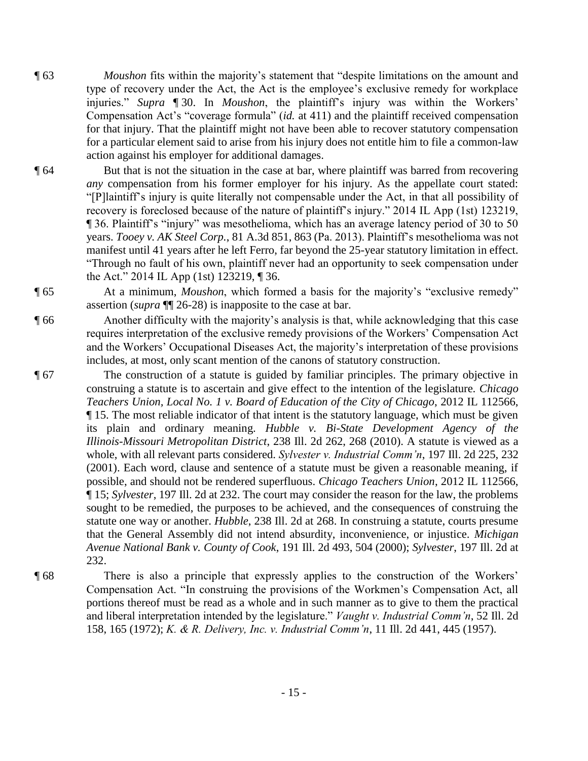¶ 63 *Moushon* fits within the majority's statement that "despite limitations on the amount and type of recovery under the Act, the Act is the employee's exclusive remedy for workplace injuries." *Supra* ¶ 30. In *Moushon*, the plaintiff's injury was within the Workers' Compensation Act's "coverage formula" (*id.* at 411) and the plaintiff received compensation for that injury. That the plaintiff might not have been able to recover statutory compensation for a particular element said to arise from his injury does not entitle him to file a common-law action against his employer for additional damages.

¶ 64 But that is not the situation in the case at bar, where plaintiff was barred from recovering *any* compensation from his former employer for his injury. As the appellate court stated: "[P]laintiff's injury is quite literally not compensable under the Act, in that all possibility of recovery is foreclosed because of the nature of plaintiff's injury." 2014 IL App (1st) 123219, ¶ 36. Plaintiff's "injury" was mesothelioma, which has an average latency period of 30 to 50 years. *Tooey v. AK Steel Corp.*, 81 A.3d 851, 863 (Pa. 2013). Plaintiff's mesothelioma was not manifest until 41 years after he left Ferro, far beyond the 25-year statutory limitation in effect. "Through no fault of his own, plaintiff never had an opportunity to seek compensation under the Act." 2014 IL App (1st) 123219, ¶ 36.

¶ 65 At a minimum, *Moushon*, which formed a basis for the majority's "exclusive remedy" assertion (*supra* ¶¶ 26-28) is inapposite to the case at bar.

¶ 66 Another difficulty with the majority's analysis is that, while acknowledging that this case requires interpretation of the exclusive remedy provisions of the Workers' Compensation Act and the Workers' Occupational Diseases Act, the majority's interpretation of these provisions includes, at most, only scant mention of the canons of statutory construction.

¶ 67 The construction of a statute is guided by familiar principles. The primary objective in construing a statute is to ascertain and give effect to the intention of the legislature. *Chicago Teachers Union, Local No. 1 v. Board of Education of the City of Chicago*, 2012 IL 112566, ¶ 15. The most reliable indicator of that intent is the statutory language, which must be given its plain and ordinary meaning. *Hubble v. Bi-State Development Agency of the Illinois-Missouri Metropolitan District*, 238 Ill. 2d 262, 268 (2010). A statute is viewed as a whole, with all relevant parts considered. *Sylvester v. Industrial Comm'n*, 197 Ill. 2d 225, 232 (2001). Each word, clause and sentence of a statute must be given a reasonable meaning, if possible, and should not be rendered superfluous. *Chicago Teachers Union*, 2012 IL 112566, ¶ 15; *Sylvester*, 197 Ill. 2d at 232. The court may consider the reason for the law, the problems sought to be remedied, the purposes to be achieved, and the consequences of construing the statute one way or another. *Hubble*, 238 Ill. 2d at 268. In construing a statute, courts presume that the General Assembly did not intend absurdity, inconvenience, or injustice. *Michigan Avenue National Bank v. County of Cook*, 191 Ill. 2d 493, 504 (2000); *Sylvester*, 197 Ill. 2d at 232.

¶ 68 There is also a principle that expressly applies to the construction of the Workers' Compensation Act. "In construing the provisions of the Workmen's Compensation Act, all portions thereof must be read as a whole and in such manner as to give to them the practical and liberal interpretation intended by the legislature." *Vaught v. Industrial Comm'n*, 52 Ill. 2d 158, 165 (1972); *K. & R. Delivery, Inc. v. Industrial Comm'n*, 11 Ill. 2d 441, 445 (1957).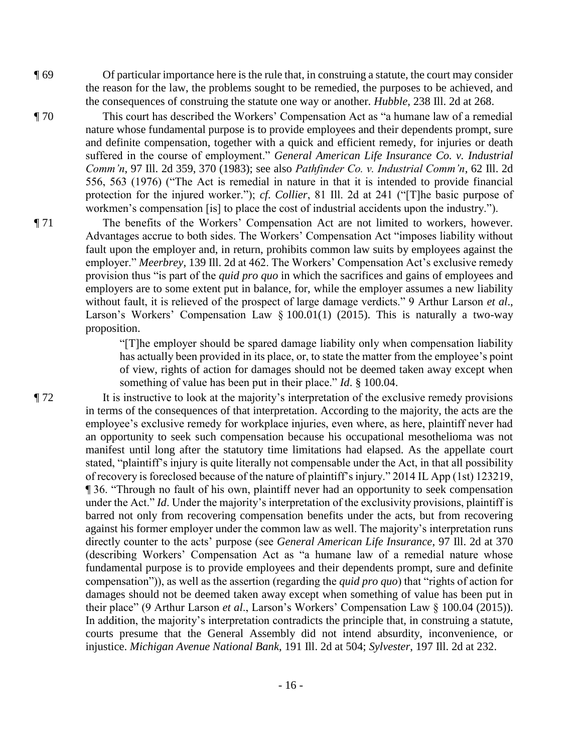¶ 69 Of particular importance here is the rule that, in construing a statute, the court may consider the reason for the law, the problems sought to be remedied, the purposes to be achieved, and the consequences of construing the statute one way or another. *Hubble*, 238 Ill. 2d at 268.

¶ 70 This court has described the Workers' Compensation Act as "a humane law of a remedial nature whose fundamental purpose is to provide employees and their dependents prompt, sure and definite compensation, together with a quick and efficient remedy, for injuries or death suffered in the course of employment." *General American Life Insurance Co. v. Industrial Comm'n*, 97 Ill. 2d 359, 370 (1983); see also *Pathfinder Co. v. Industrial Comm'n*, 62 Ill. 2d 556, 563 (1976) ("The Act is remedial in nature in that it is intended to provide financial protection for the injured worker."); *cf*. *Collier*, 81 Ill. 2d at 241 ("[T]he basic purpose of workmen's compensation [is] to place the cost of industrial accidents upon the industry.").

¶ 71 The benefits of the Workers' Compensation Act are not limited to workers, however. Advantages accrue to both sides. The Workers' Compensation Act "imposes liability without fault upon the employer and, in return, prohibits common law suits by employees against the employer." *Meerbrey*, 139 Ill. 2d at 462. The Workers' Compensation Act's exclusive remedy provision thus "is part of the *quid pro quo* in which the sacrifices and gains of employees and employers are to some extent put in balance, for, while the employer assumes a new liability without fault, it is relieved of the prospect of large damage verdicts." 9 Arthur Larson *et al*., Larson's Workers' Compensation Law § 100.01(1) (2015). This is naturally a two-way proposition.

> "[T]he employer should be spared damage liability only when compensation liability has actually been provided in its place, or, to state the matter from the employee's point of view, rights of action for damages should not be deemed taken away except when something of value has been put in their place." *Id*. § 100.04.

¶ 72 It is instructive to look at the majority's interpretation of the exclusive remedy provisions in terms of the consequences of that interpretation. According to the majority, the acts are the employee's exclusive remedy for workplace injuries, even where, as here, plaintiff never had an opportunity to seek such compensation because his occupational mesothelioma was not manifest until long after the statutory time limitations had elapsed. As the appellate court stated, "plaintiff's injury is quite literally not compensable under the Act, in that all possibility of recovery is foreclosed because of the nature of plaintiff's injury." 2014 IL App (1st) 123219, ¶ 36. "Through no fault of his own, plaintiff never had an opportunity to seek compensation under the Act." *Id*. Under the majority's interpretation of the exclusivity provisions, plaintiff is barred not only from recovering compensation benefits under the acts, but from recovering against his former employer under the common law as well. The majority's interpretation runs directly counter to the acts' purpose (see *General American Life Insurance*, 97 Ill. 2d at 370 (describing Workers' Compensation Act as "a humane law of a remedial nature whose fundamental purpose is to provide employees and their dependents prompt, sure and definite compensation")), as well as the assertion (regarding the *quid pro quo*) that "rights of action for damages should not be deemed taken away except when something of value has been put in their place" (9 Arthur Larson *et al*., Larson's Workers' Compensation Law § 100.04 (2015)). In addition, the majority's interpretation contradicts the principle that, in construing a statute, courts presume that the General Assembly did not intend absurdity, inconvenience, or injustice. *Michigan Avenue National Bank*, 191 Ill. 2d at 504; *Sylvester*, 197 Ill. 2d at 232.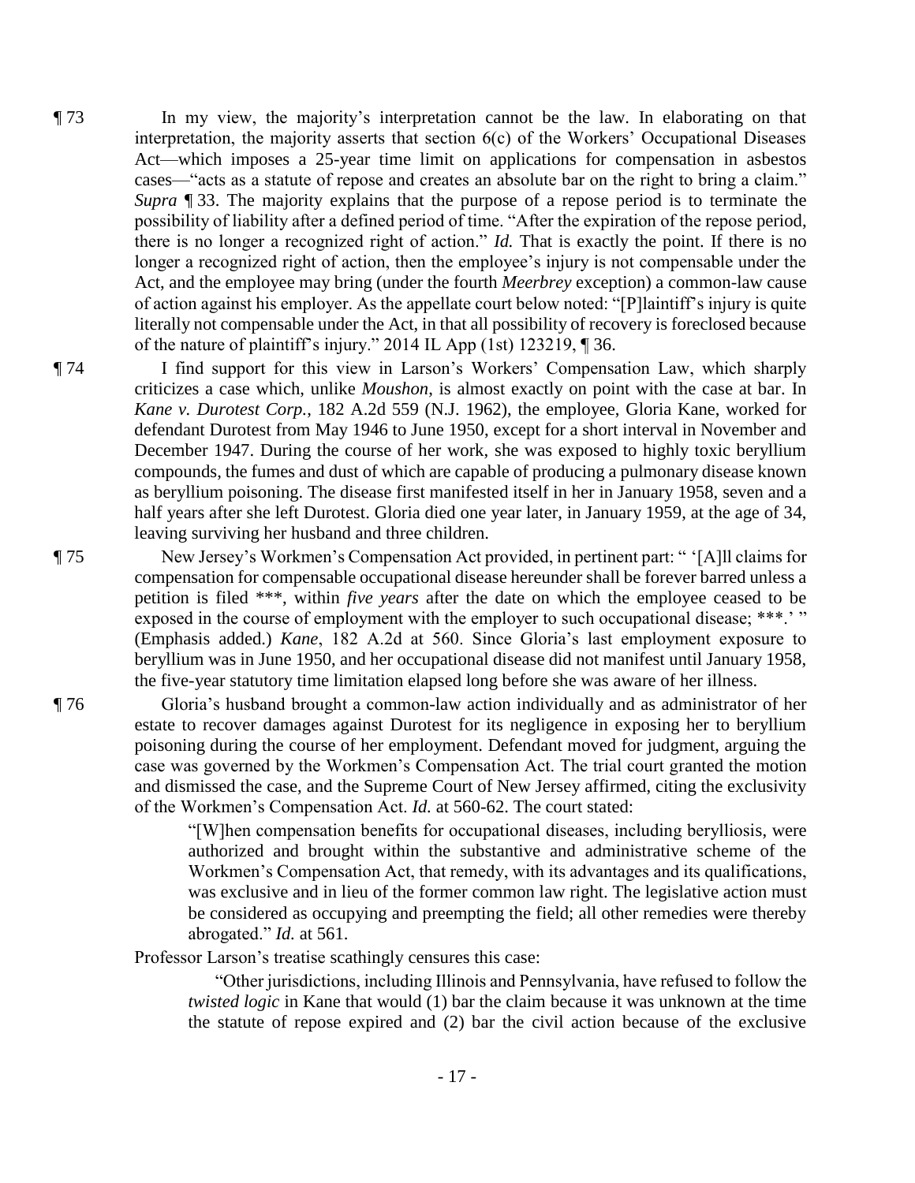¶ 73 In my view, the majority's interpretation cannot be the law. In elaborating on that interpretation, the majority asserts that section 6(c) of the Workers' Occupational Diseases Act—which imposes a 25-year time limit on applications for compensation in asbestos cases—"acts as a statute of repose and creates an absolute bar on the right to bring a claim." *Supra* ¶ 33. The majority explains that the purpose of a repose period is to terminate the possibility of liability after a defined period of time. "After the expiration of the repose period, there is no longer a recognized right of action." *Id.* That is exactly the point. If there is no longer a recognized right of action, then the employee's injury is not compensable under the Act, and the employee may bring (under the fourth *Meerbrey* exception) a common-law cause of action against his employer. As the appellate court below noted: "[P]laintiff's injury is quite literally not compensable under the Act, in that all possibility of recovery is foreclosed because of the nature of plaintiff's injury." 2014 IL App (1st) 123219, ¶ 36.

¶ 74 I find support for this view in Larson's Workers' Compensation Law, which sharply criticizes a case which, unlike *Moushon*, is almost exactly on point with the case at bar. In *Kane v. Durotest Corp.*, 182 A.2d 559 (N.J. 1962), the employee, Gloria Kane, worked for defendant Durotest from May 1946 to June 1950, except for a short interval in November and December 1947. During the course of her work, she was exposed to highly toxic beryllium compounds, the fumes and dust of which are capable of producing a pulmonary disease known as beryllium poisoning. The disease first manifested itself in her in January 1958, seven and a half years after she left Durotest. Gloria died one year later, in January 1959, at the age of 34, leaving surviving her husband and three children.

¶ 75 New Jersey's Workmen's Compensation Act provided, in pertinent part: " '[A]ll claims for compensation for compensable occupational disease hereunder shall be forever barred unless a petition is filed \*\*\*, within *five years* after the date on which the employee ceased to be exposed in the course of employment with the employer to such occupational disease; \*\*\*.' " (Emphasis added.) *Kane*, 182 A.2d at 560. Since Gloria's last employment exposure to beryllium was in June 1950, and her occupational disease did not manifest until January 1958, the five-year statutory time limitation elapsed long before she was aware of her illness.

¶ 76 Gloria's husband brought a common-law action individually and as administrator of her estate to recover damages against Durotest for its negligence in exposing her to beryllium poisoning during the course of her employment. Defendant moved for judgment, arguing the case was governed by the Workmen's Compensation Act. The trial court granted the motion and dismissed the case, and the Supreme Court of New Jersey affirmed, citing the exclusivity of the Workmen's Compensation Act. *Id.* at 560-62. The court stated:

> "[W]hen compensation benefits for occupational diseases, including berylliosis, were authorized and brought within the substantive and administrative scheme of the Workmen's Compensation Act, that remedy, with its advantages and its qualifications, was exclusive and in lieu of the former common law right. The legislative action must be considered as occupying and preempting the field; all other remedies were thereby abrogated." *Id.* at 561.

Professor Larson's treatise scathingly censures this case:

> "Other jurisdictions, including Illinois and Pennsylvania, have refused to follow the *twisted logic* in Kane that would (1) bar the claim because it was unknown at the time the statute of repose expired and (2) bar the civil action because of the exclusive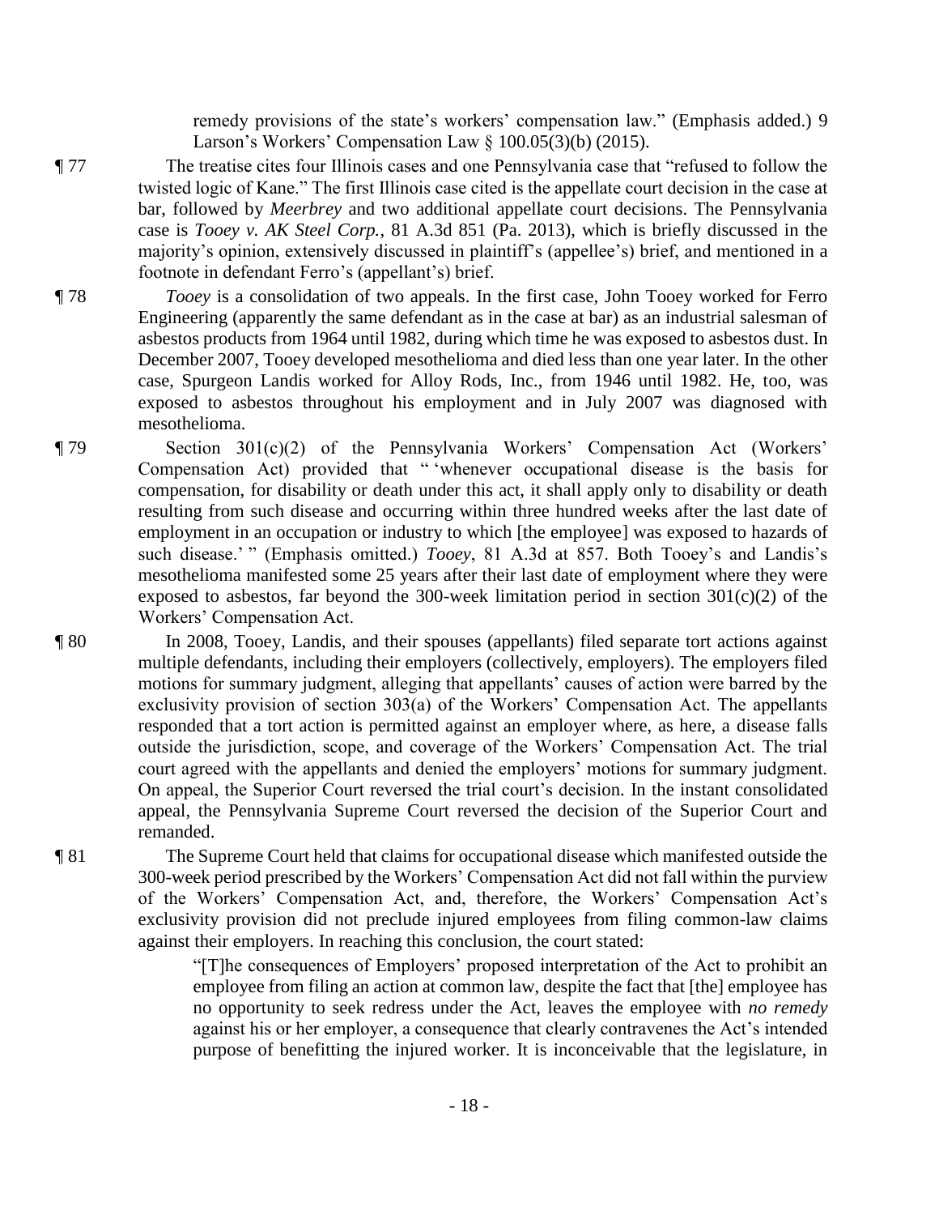remedy provisions of the state's workers' compensation law." (Emphasis added.) 9 Larson's Workers' Compensation Law § 100.05(3)(b) (2015).

¶ 77 The treatise cites four Illinois cases and one Pennsylvania case that "refused to follow the twisted logic of Kane." The first Illinois case cited is the appellate court decision in the case at bar, followed by *Meerbrey* and two additional appellate court decisions. The Pennsylvania case is *Tooey v. AK Steel Corp.*, 81 A.3d 851 (Pa. 2013), which is briefly discussed in the majority's opinion, extensively discussed in plaintiff's (appellee's) brief, and mentioned in a footnote in defendant Ferro's (appellant's) brief.

¶ 78 *Tooey* is a consolidation of two appeals. In the first case, John Tooey worked for Ferro Engineering (apparently the same defendant as in the case at bar) as an industrial salesman of asbestos products from 1964 until 1982, during which time he was exposed to asbestos dust. In December 2007, Tooey developed mesothelioma and died less than one year later. In the other case, Spurgeon Landis worked for Alloy Rods, Inc., from 1946 until 1982. He, too, was exposed to asbestos throughout his employment and in July 2007 was diagnosed with mesothelioma.

¶ 79 Section 301(c)(2) of the Pennsylvania Workers' Compensation Act (Workers' Compensation Act) provided that " 'whenever occupational disease is the basis for compensation, for disability or death under this act, it shall apply only to disability or death resulting from such disease and occurring within three hundred weeks after the last date of employment in an occupation or industry to which [the employee] was exposed to hazards of such disease.' " (Emphasis omitted.) *Tooey*, 81 A.3d at 857. Both Tooey's and Landis's mesothelioma manifested some 25 years after their last date of employment where they were exposed to asbestos, far beyond the 300-week limitation period in section 301(c)(2) of the Workers' Compensation Act.

¶ 80 In 2008, Tooey, Landis, and their spouses (appellants) filed separate tort actions against multiple defendants, including their employers (collectively, employers). The employers filed motions for summary judgment, alleging that appellants' causes of action were barred by the exclusivity provision of section 303(a) of the Workers' Compensation Act. The appellants responded that a tort action is permitted against an employer where, as here, a disease falls outside the jurisdiction, scope, and coverage of the Workers' Compensation Act. The trial court agreed with the appellants and denied the employers' motions for summary judgment. On appeal, the Superior Court reversed the trial court's decision. In the instant consolidated appeal, the Pennsylvania Supreme Court reversed the decision of the Superior Court and remanded.

¶ 81 The Supreme Court held that claims for occupational disease which manifested outside the 300-week period prescribed by the Workers' Compensation Act did not fall within the purview of the Workers' Compensation Act, and, therefore, the Workers' Compensation Act's exclusivity provision did not preclude injured employees from filing common-law claims against their employers. In reaching this conclusion, the court stated:

> "[T]he consequences of Employers' proposed interpretation of the Act to prohibit an employee from filing an action at common law, despite the fact that [the] employee has no opportunity to seek redress under the Act, leaves the employee with *no remedy* against his or her employer, a consequence that clearly contravenes the Act's intended purpose of benefitting the injured worker. It is inconceivable that the legislature, in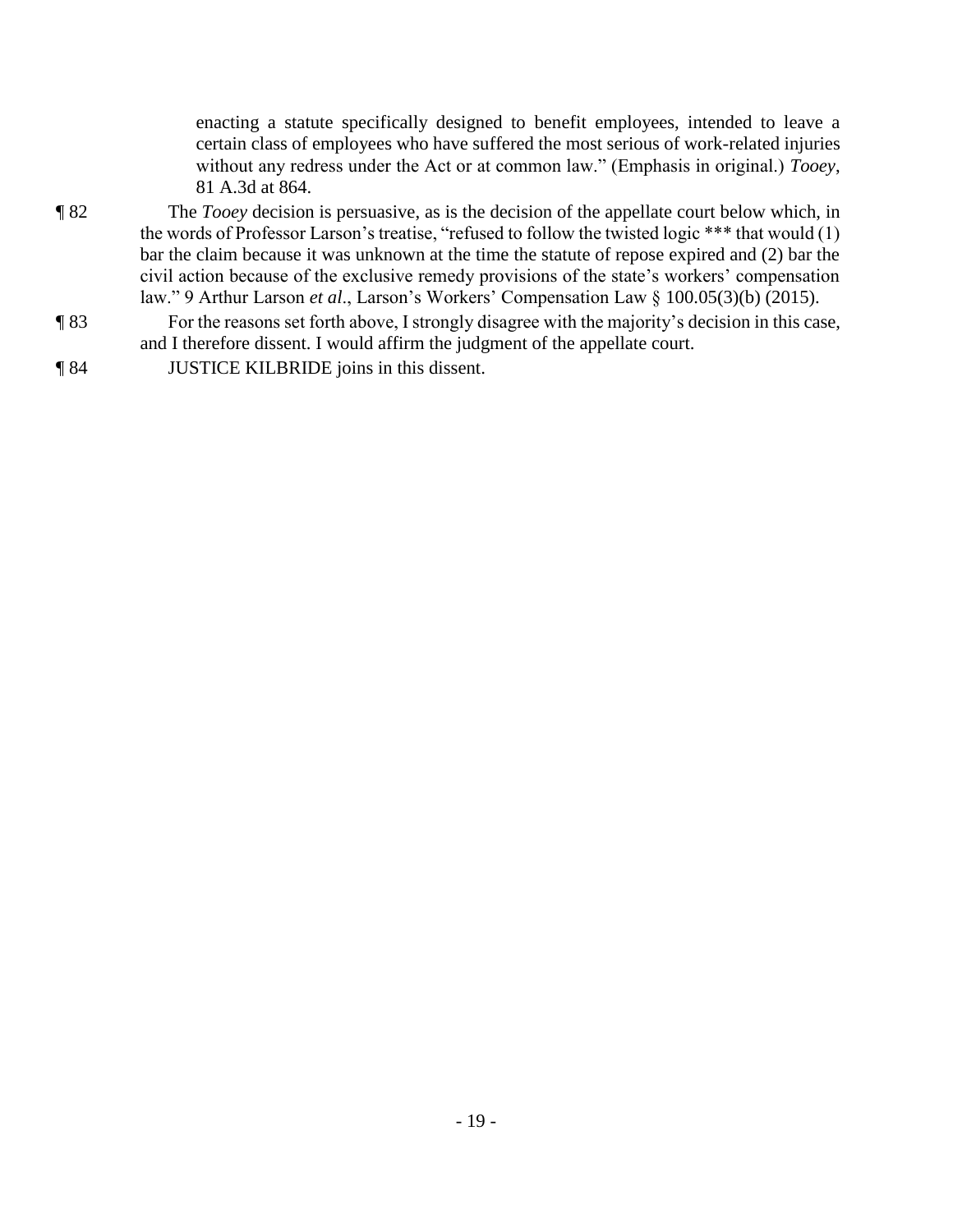> enacting a statute specifically designed to benefit employees, intended to leave a certain class of employees who have suffered the most serious of work-related injuries without any redress under the Act or at common law." (Emphasis in original.) *Tooey*, 81 A.3d at 864.

¶ 82 The *Tooey* decision is persuasive, as is the decision of the appellate court below which, in the words of Professor Larson's treatise, "refused to follow the twisted logic *** that would (1) bar the claim because it was unknown at the time the statute of repose expired and (2) bar the civil action because of the exclusive remedy provisions of the state's workers' compensation law." 9 Arthur Larson *et al*., Larson's Workers' Compensation Law § 100.05(3)(b) (2015).

¶ 83 For the reasons set forth above, I strongly disagree with the majority's decision in this case, and I therefore dissent. I would affirm the judgment of the appellate court.

¶ 84 JUSTICE KILBRIDE joins in this dissent.